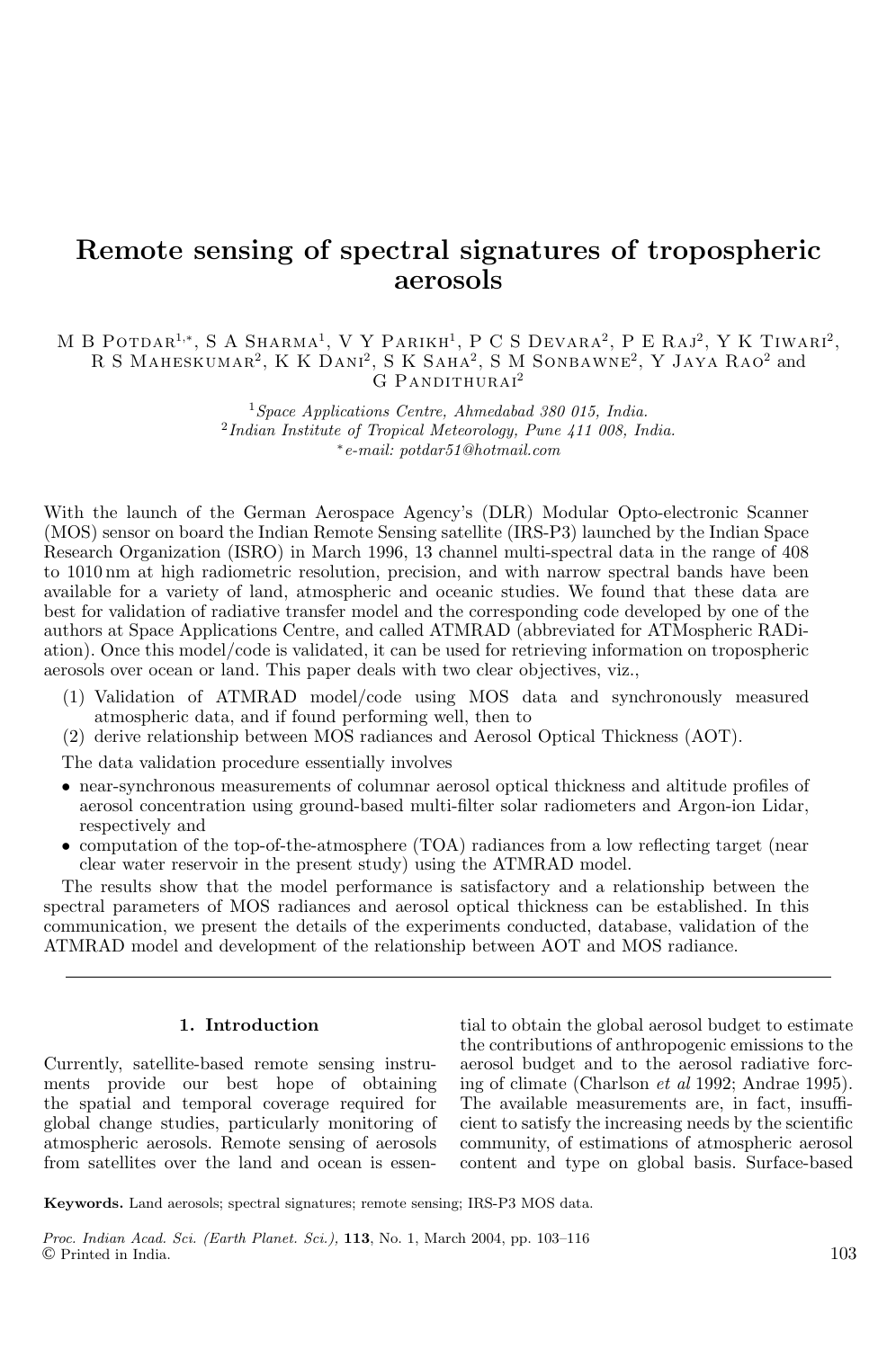# Remote sensing of spectral signatures of tropospheric aerosols

M B Potdar[1,*], S A Sharma[1], V Y Parikh[1], P C S Devara[2], P E Raj[2], Y K Tiwari[2], R S Maheskumar[2], K K Dani[2], S K Saha[2], S M Sonbawne[2], Y Jaya Rao[2] and G Pandithurai[2]

[1]*Space Applications Centre, Ahmedabad 380 015, India.*
[2]*Indian Institute of Tropical Meteorology, Pune 411 008, India.*
[*]*e-mail: potdar51@hotmail.com*

With the launch of the German Aerospace Agency's (DLR) Modular Opto-electronic Scanner (MOS) sensor on board the Indian Remote Sensing satellite (IRS-P3) launched by the Indian Space Research Organization (ISRO) in March 1996, 13 channel multi-spectral data in the range of 408 to 1010 nm at high radiometric resolution, precision, and with narrow spectral bands have been available for a variety of land, atmospheric and oceanic studies. We found that these data are best for validation of radiative transfer model and the corresponding code developed by one of the authors at Space Applications Centre, and called ATMRAD (abbreviated for ATMospheric RADiation). Once this model/code is validated, it can be used for retrieving information on tropospheric aerosols over ocean or land. This paper deals with two clear objectives, viz.,

1. Validation of ATMRAD model/code using MOS data and synchronously measured atmospheric data, and if found performing well, then to
2. derive relationship between MOS radiances and Aerosol Optical Thickness (AOT).

The data validation procedure essentially involves

- near-synchronous measurements of columnar aerosol optical thickness and altitude profiles of aerosol concentration using ground-based multi-filter solar radiometers and Argon-ion Lidar, respectively and
- computation of the top-of-the-atmosphere (TOA) radiances from a low reflecting target (near clear water reservoir in the present study) using the ATMRAD model.

The results show that the model performance is satisfactory and a relationship between the spectral parameters of MOS radiances and aerosol optical thickness can be established. In this communication, we present the details of the experiments conducted, database, validation of the ATMRAD model and development of the relationship between AOT and MOS radiance.

**Keywords.** Land aerosols; spectral signatures; remote sensing; IRS-P3 MOS data.

## 1. Introduction

Currently, satellite-based remote sensing instruments provide our best hope of obtaining the spatial and temporal coverage required for global change studies, particularly monitoring of atmospheric aerosols. Remote sensing of aerosols from satellites over the land and ocean is essential to obtain the global aerosol budget to estimate the contributions of anthropogenic emissions to the aerosol budget and to the aerosol radiative forcing of climate (Charlson *et al* 1992; Andrae 1995). The available measurements are, in fact, insufficient to satisfy the increasing needs by the scientific community, of estimations of atmospheric aerosol content and type on global basis. Surface-based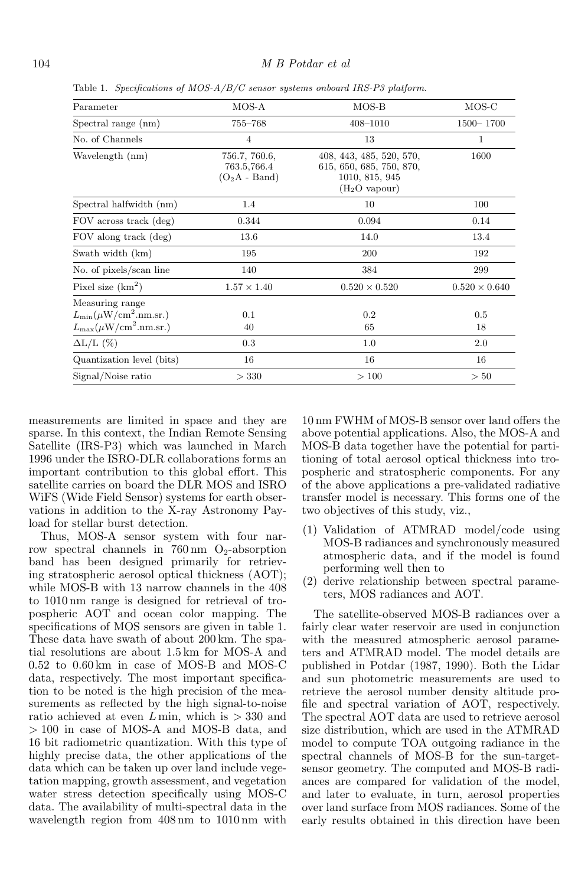Table 1. *Specifications of MOS-A/B/C sensor systems onboard IRS-P3 platform.*

| Parameter | MOS-A | MOS-B | MOS-C |
|---|---|---|---|
| Spectral range (nm) | 755–768 | 408–1010 | 1500– 1700 |
| No. of Channels | 4 | 13 | 1 |
| Wavelength (nm) | 756.7, 760.6, 763.5,766.4 ($O_2$A - Band) | 408, 443, 485, 520, 570, 615, 650, 685, 750, 870, 1010, 815, 945 ($H_2O$ vapour) | 1600 |
| Spectral halfwidth (nm) | 1.4 | 10 | 100 |
| FOV across track (deg) | 0.344 | 0.094 | 0.14 |
| FOV along track (deg) | 13.6 | 14.0 | 13.4 |
| Swath width (km) | 195 | 200 | 192 |
| No. of pixels/scan line | 140 | 384 | 299 |
| Pixel size (km$^2$) | $1.57 \times 1.40$ | $0.520 \times 0.520$ | $0.520 \times 0.640$ |
| Measuring range | | | |
| $L_{\min}$($\mu$W/cm$^2$.nm.sr.) | 0.1 | 0.2 | 0.5 |
| $L_{\max}$($\mu$W/cm$^2$.nm.sr.) | 40 | 65 | 18 |
| $\Delta$L/L (%) | 0.3 | 1.0 | 2.0 |
| Quantization level (bits) | 16 | 16 | 16 |
| Signal/Noise ratio | > 330 | > 100 | > 50 |

measurements are limited in space and they are sparse. In this context, the Indian Remote Sensing Satellite (IRS-P3) which was launched in March 1996 under the ISRO-DLR collaborations forms an important contribution to this global effort. This satellite carries on board the DLR MOS and ISRO WiFS (Wide Field Sensor) systems for earth observations in addition to the X-ray Astronomy Payload for stellar burst detection.

Thus, MOS-A sensor system with four narrow spectral channels in 760 nm $O_2$-absorption band has been designed primarily for retrieving stratospheric aerosol optical thickness (AOT); while MOS-B with 13 narrow channels in the 408 to 1010 nm range is designed for retrieval of tropospheric AOT and ocean color mapping. The specifications of MOS sensors are given in table 1. These data have swath of about 200 km. The spatial resolutions are about 1.5 km for MOS-A and 0.52 to 0.60 km in case of MOS-B and MOS-C data, respectively. The most important specification to be noted is the high precision of the measurements as reflected by the high signal-to-noise ratio achieved at even $L$ min, which is > 330 and > 100 in case of MOS-A and MOS-B data, and 16 bit radiometric quantization. With this type of highly precise data, the other applications of the data which can be taken up over land include vegetation mapping, growth assessment, and vegetation water stress detection specifically using MOS-C data. The availability of multi-spectral data in the wavelength region from 408 nm to 1010 nm with 10 nm FWHM of MOS-B sensor over land offers the above potential applications. Also, the MOS-A and MOS-B data together have the potential for partitioning of total aerosol optical thickness into tropospheric and stratospheric components. For any of the above applications a pre-validated radiative transfer model is necessary. This forms one of the two objectives of this study, viz.,

(1) Validation of ATMRAD model/code using MOS-B radiances and synchronously measured atmospheric data, and if the model is found performing well then to
(2) derive relationship between spectral parameters, MOS radiances and AOT.

The satellite-observed MOS-B radiances over a fairly clear water reservoir are used in conjunction with the measured atmospheric aerosol parameters and ATMRAD model. The model details are published in Potdar (1987, 1990). Both the Lidar and sun photometric measurements are used to retrieve the aerosol number density altitude profile and spectral variation of AOT, respectively. The spectral AOT data are used to retrieve aerosol size distribution, which are used in the ATMRAD model to compute TOA outgoing radiance in the spectral channels of MOS-B for the sun-target-sensor geometry. The computed and MOS-B radiances are compared for validation of the model, and later to evaluate, in turn, aerosol properties over land surface from MOS radiances. Some of the early results obtained in this direction have been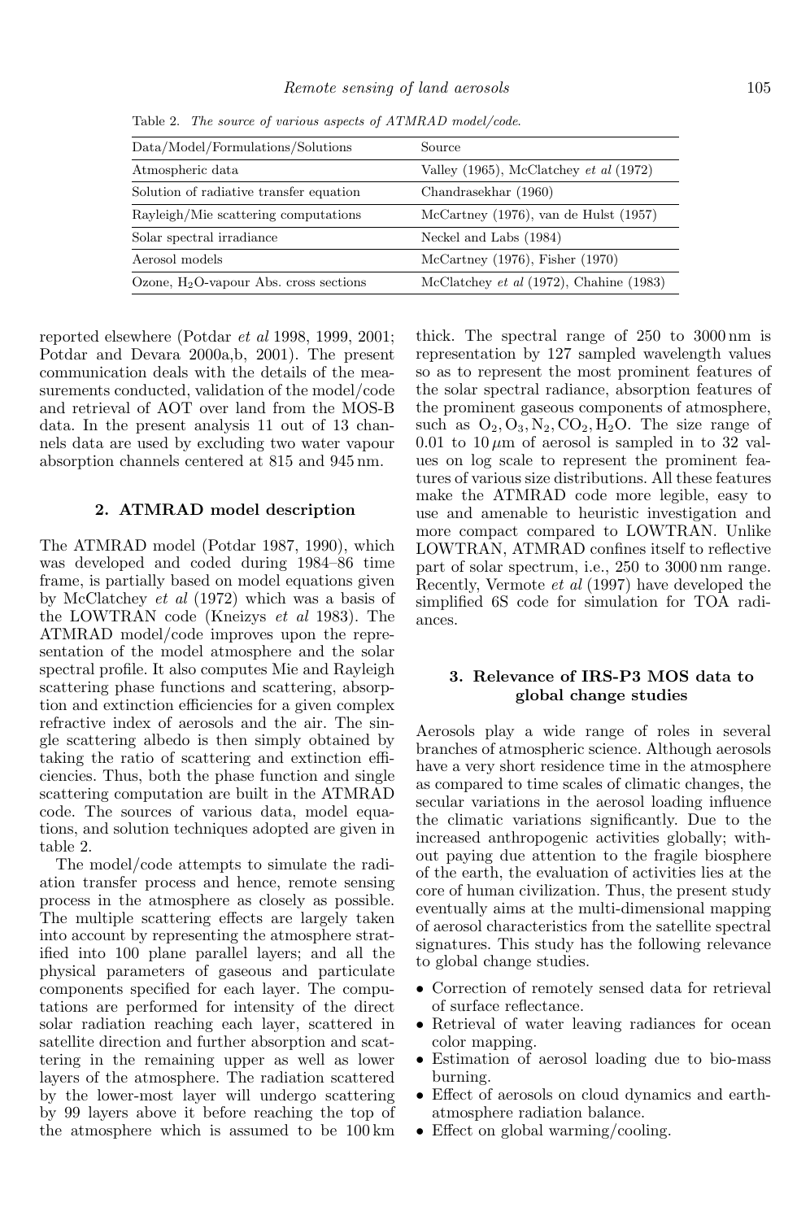Table 2. *The source of various aspects of ATMRAD model/code.*

| Data/Model/Formulations/Solutions | Source |
|---|---|
| Atmospheric data | Valley (1965), McClatchey *et al* (1972) |
| Solution of radiative transfer equation | Chandrasekhar (1960) |
| Rayleigh/Mie scattering computations | McCartney (1976), van de Hulst (1957) |
| Solar spectral irradiance | Neckel and Labs (1984) |
| Aerosol models | McCartney (1976), Fisher (1970) |
| Ozone, $H_2O$-vapour Abs. cross sections | McClatchey *et al* (1972), Chahine (1983) |

reported elsewhere (Potdar *et al* 1998, 1999, 2001; Potdar and Devara 2000a,b, 2001). The present communication deals with the details of the measurements conducted, validation of the model/code and retrieval of AOT over land from the MOS-B data. In the present analysis 11 out of 13 channels data are used by excluding two water vapour absorption channels centered at 815 and 945 nm.

## 2. ATMRAD model description

The ATMRAD model (Potdar 1987, 1990), which was developed and coded during 1984–86 time frame, is partially based on model equations given by McClatchey *et al* (1972) which was a basis of the LOWTRAN code (Kneizys *et al* 1983). The ATMRAD model/code improves upon the representation of the model atmosphere and the solar spectral profile. It also computes Mie and Rayleigh scattering phase functions and scattering, absorption and extinction efficiencies for a given complex refractive index of aerosols and the air. The single scattering albedo is then simply obtained by taking the ratio of scattering and extinction efficiencies. Thus, both the phase function and single scattering computation are built in the ATMRAD code. The sources of various data, model equations, and solution techniques adopted are given in table 2.

The model/code attempts to simulate the radiation transfer process and hence, remote sensing process in the atmosphere as closely as possible. The multiple scattering effects are largely taken into account by representing the atmosphere stratified into 100 plane parallel layers; and all the physical parameters of gaseous and particulate components specified for each layer. The computations are performed for intensity of the direct solar radiation reaching each layer, scattered in satellite direction and further absorption and scattering in the remaining upper as well as lower layers of the atmosphere. The radiation scattered by the lower-most layer will undergo scattering by 99 layers above it before reaching the top of the atmosphere which is assumed to be 100 km thick. The spectral range of 250 to 3000 nm is representation by 127 sampled wavelength values so as to represent the most prominent features of the solar spectral radiance, absorption features of the prominent gaseous components of atmosphere, such as $O_2, O_3, N_2, CO_2, H_2O$. The size range of 0.01 to 10 $\mu$m of aerosol is sampled in to 32 values on log scale to represent the prominent features of various size distributions. All these features make the ATMRAD code more legible, easy to use and amenable to heuristic investigation and more compact compared to LOWTRAN. Unlike LOWTRAN, ATMRAD confines itself to reflective part of solar spectrum, i.e., 250 to 3000 nm range. Recently, Vermote *et al* (1997) have developed the simplified 6S code for simulation for TOA radiances.

## 3. Relevance of IRS-P3 MOS data to global change studies

Aerosols play a wide range of roles in several branches of atmospheric science. Although aerosols have a very short residence time in the atmosphere as compared to time scales of climatic changes, the secular variations in the aerosol loading influence the climatic variations significantly. Due to the increased anthropogenic activities globally; without paying due attention to the fragile biosphere of the earth, the evaluation of activities lies at the core of human civilization. Thus, the present study eventually aims at the multi-dimensional mapping of aerosol characteristics from the satellite spectral signatures. This study has the following relevance to global change studies.

- Correction of remotely sensed data for retrieval of surface reflectance.
- Retrieval of water leaving radiances for ocean color mapping.
- Estimation of aerosol loading due to bio-mass burning.
- Effect of aerosols on cloud dynamics and earth-atmosphere radiation balance.
- Effect on global warming/cooling.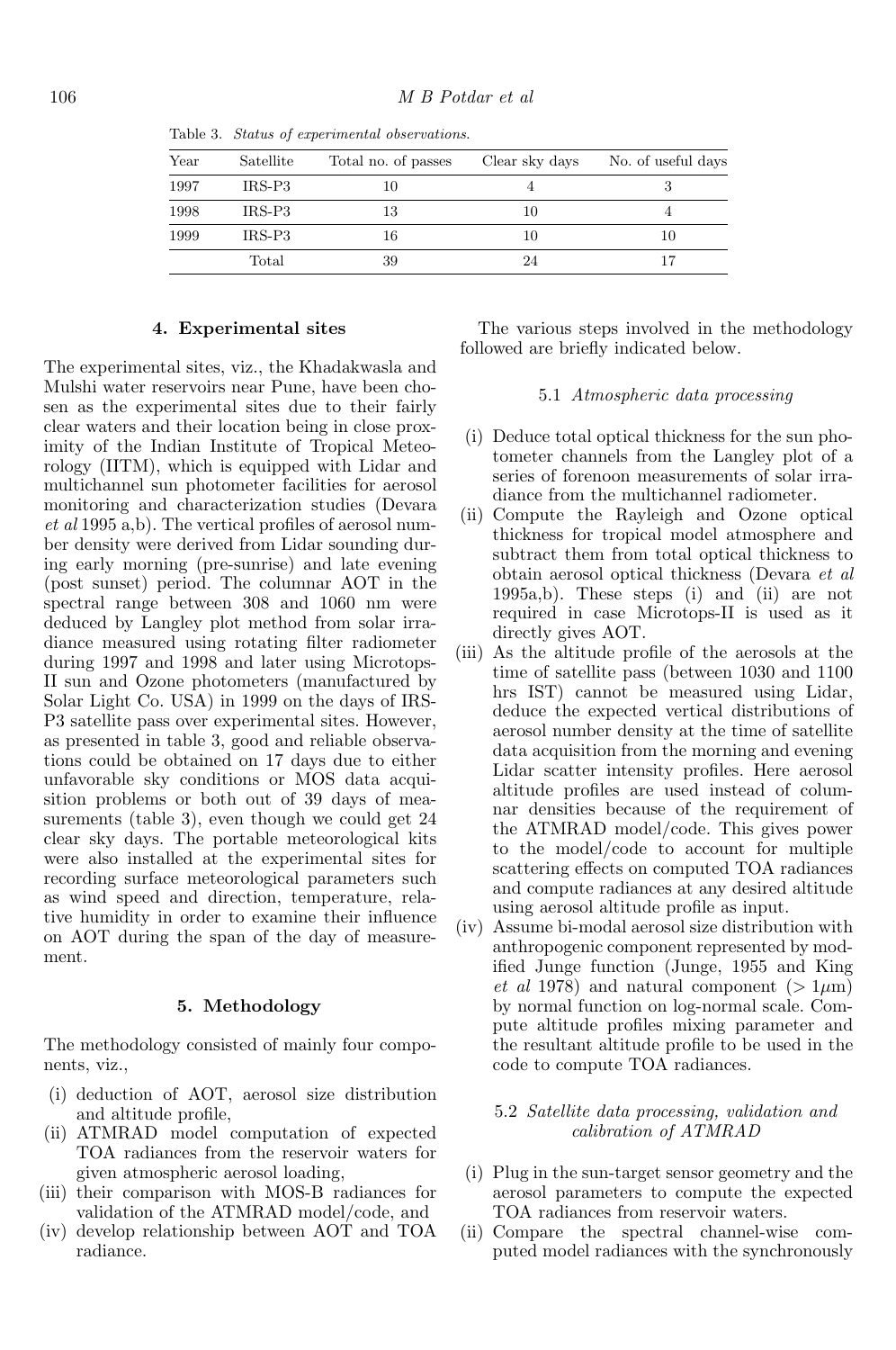Table 3. *Status of experimental observations.*

| Year | Satellite | Total no. of passes | Clear sky days | No. of useful days |
|---|---|---|---|---|
| 1997 | IRS-P3 | 10 | 4 | 3 |
| 1998 | IRS-P3 | 13 | 10 | 4 |
| 1999 | IRS-P3 | 16 | 10 | 10 |
| | Total | 39 | 24 | 17 |

## 4. Experimental sites

The experimental sites, viz., the Khadakwasla and Mulshi water reservoirs near Pune, have been chosen as the experimental sites due to their fairly clear waters and their location being in close proximity of the Indian Institute of Tropical Meteorology (IITM), which is equipped with Lidar and multichannel sun photometer facilities for aerosol monitoring and characterization studies (Devara *et al* 1995 a,b). The vertical profiles of aerosol number density were derived from Lidar sounding during early morning (pre-sunrise) and late evening (post sunset) period. The columnar AOT in the spectral range between 308 and 1060 nm were deduced by Langley plot method from solar irradiance measured using rotating filter radiometer during 1997 and 1998 and later using Microtops-II sun and Ozone photometers (manufactured by Solar Light Co. USA) in 1999 on the days of IRS-P3 satellite pass over experimental sites. However, as presented in table 3, good and reliable observations could be obtained on 17 days due to either unfavorable sky conditions or MOS data acquisition problems or both out of 39 days of measurements (table 3), even though we could get 24 clear sky days. The portable meteorological kits were also installed at the experimental sites for recording surface meteorological parameters such as wind speed and direction, temperature, relative humidity in order to examine their influence on AOT during the span of the day of measurement.

## 5. Methodology

The methodology consisted of mainly four components, viz.,

(i) deduction of AOT, aerosol size distribution and altitude profile,
(ii) ATMRAD model computation of expected TOA radiances from the reservoir waters for given atmospheric aerosol loading,
(iii) their comparison with MOS-B radiances for validation of the ATMRAD model/code, and
(iv) develop relationship between AOT and TOA radiance.

The various steps involved in the methodology followed are briefly indicated below.

### 5.1 *Atmospheric data processing*

(i) Deduce total optical thickness for the sun photometer channels from the Langley plot of a series of forenoon measurements of solar irradiance from the multichannel radiometer.
(ii) Compute the Rayleigh and Ozone optical thickness for tropical model atmosphere and subtract them from total optical thickness to obtain aerosol optical thickness (Devara *et al* 1995a,b). These steps (i) and (ii) are not required in case Microtops-II is used as it directly gives AOT.
(iii) As the altitude profile of the aerosols at the time of satellite pass (between 1030 and 1100 hrs IST) cannot be measured using Lidar, deduce the expected vertical distributions of aerosol number density at the time of satellite data acquisition from the morning and evening Lidar scatter intensity profiles. Here aerosol altitude profiles are used instead of columnar densities because of the requirement of the ATMRAD model/code. This gives power to the model/code to account for multiple scattering effects on computed TOA radiances and compute radiances at any desired altitude using aerosol altitude profile as input.
(iv) Assume bi-modal aerosol size distribution with anthropogenic component represented by modified Junge function (Junge, 1955 and King *et al* 1978) and natural component ($> 1\mu$m) by normal function on log-normal scale. Compute altitude profiles mixing parameter and the resultant altitude profile to be used in the code to compute TOA radiances.

### 5.2 *Satellite data processing, validation and calibration of ATMRAD*

(i) Plug in the sun-target sensor geometry and the aerosol parameters to compute the expected TOA radiances from reservoir waters.
(ii) Compare the spectral channel-wise computed model radiances with the synchronously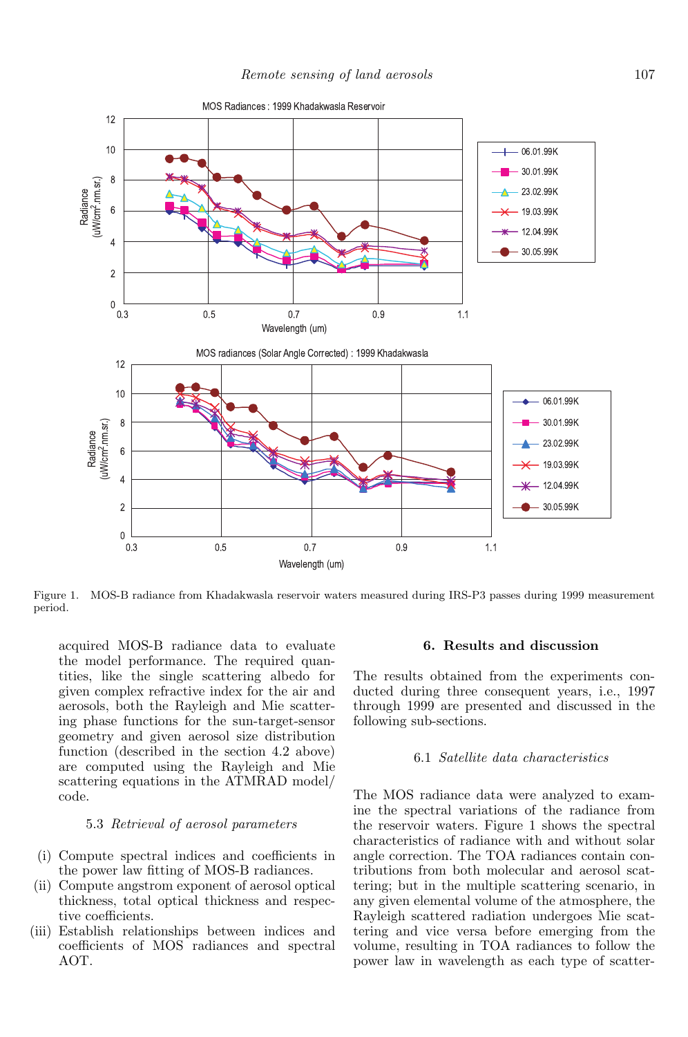Figure 1. MOS-B radiance from Khadakwasla reservoir waters measured during IRS-P3 passes during 1999 measurement period.

acquired MOS-B radiance data to evaluate the model performance. The required quantities, like the single scattering albedo for given complex refractive index for the air and aerosols, both the Rayleigh and Mie scattering phase functions for the sun-target-sensor geometry and given aerosol size distribution function (described in the section 4.2 above) are computed using the Rayleigh and Mie scattering equations in the ATMRAD model/code.

### 5.3 *Retrieval of aerosol parameters*

(i) Compute spectral indices and coefficients in the power law fitting of MOS-B radiances.

(ii) Compute angstrom exponent of aerosol optical thickness, total optical thickness and respective coefficients.

(iii) Establish relationships between indices and coefficients of MOS radiances and spectral AOT.

## 6. Results and discussion

The results obtained from the experiments conducted during three consequent years, i.e., 1997 through 1999 are presented and discussed in the following sub-sections.

### 6.1 *Satellite data characteristics*

The MOS radiance data were analyzed to examine the spectral variations of the radiance from the reservoir waters. Figure 1 shows the spectral characteristics of radiance with and without solar angle correction. The TOA radiances contain contributions from both molecular and aerosol scattering; but in the multiple scattering scenario, in any given elemental volume of the atmosphere, the Rayleigh scattered radiation undergoes Mie scattering and vice versa before emerging from the volume, resulting in TOA radiances to follow the power law in wavelength as each type of scatter-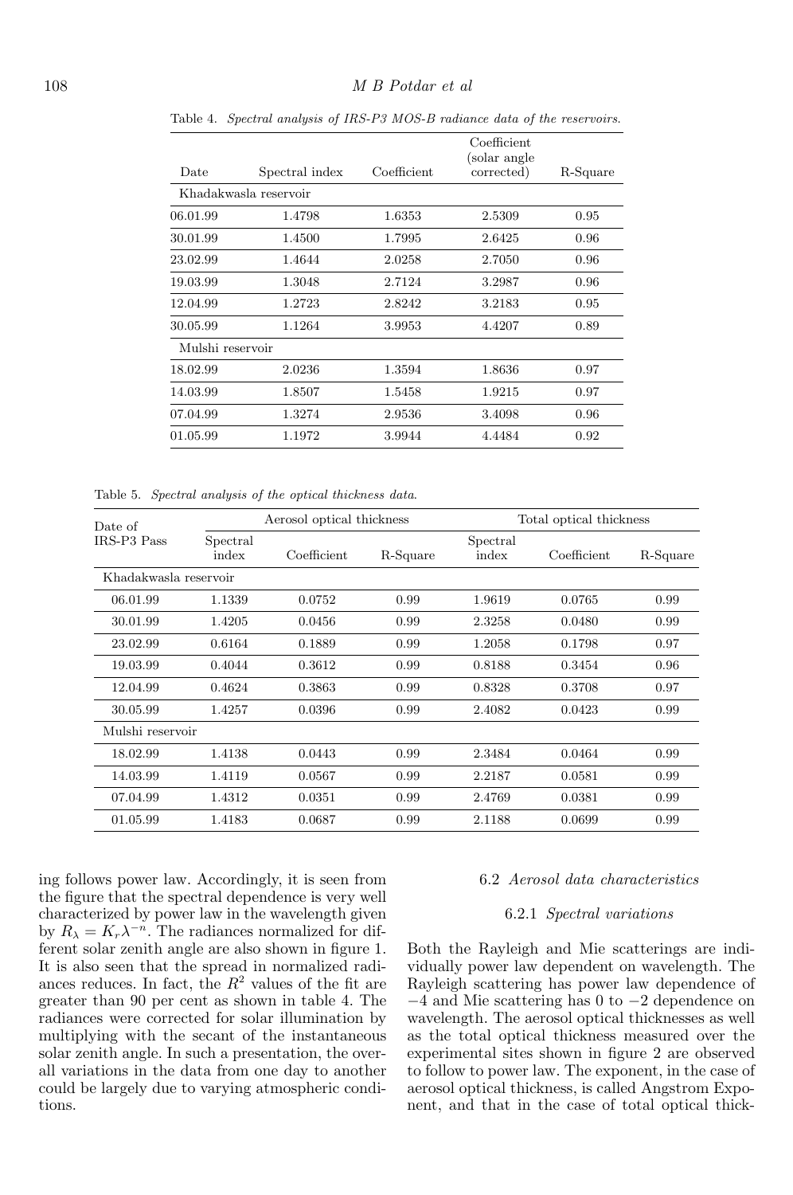Table 4. *Spectral analysis of IRS-P3 MOS-B radiance data of the reservoirs.*

| Date | Spectral index | Coefficient | Coefficient (solar angle corrected) | R-Square |
|---|---|---|---|---|
| Khadakwasla reservoir | | | | |
| 06.01.99 | 1.4798 | 1.6353 | 2.5309 | 0.95 |
| 30.01.99 | 1.4500 | 1.7995 | 2.6425 | 0.96 |
| 23.02.99 | 1.4644 | 2.0258 | 2.7050 | 0.96 |
| 19.03.99 | 1.3048 | 2.7124 | 3.2987 | 0.96 |
| 12.04.99 | 1.2723 | 2.8242 | 3.2183 | 0.95 |
| 30.05.99 | 1.1264 | 3.9953 | 4.4207 | 0.89 |
| Mulshi reservoir | | | | |
| 18.02.99 | 2.0236 | 1.3594 | 1.8636 | 0.97 |
| 14.03.99 | 1.8507 | 1.5458 | 1.9215 | 0.97 |
| 07.04.99 | 1.3274 | 2.9536 | 3.4098 | 0.96 |
| 01.05.99 | 1.1972 | 3.9944 | 4.4484 | 0.92 |

Table 5. *Spectral analysis of the optical thickness data.*

| Date of IRS-P3 Pass | Aerosol optical thickness | | | Total optical thickness | | |
|---|---|---|---|---|---|---|
| | Spectral index | Coefficient | R-Square | Spectral index | Coefficient | R-Square |
| Khadakwasla reservoir | | | | | | |
| 06.01.99 | 1.1339 | 0.0752 | 0.99 | 1.9619 | 0.0765 | 0.99 |
| 30.01.99 | 1.4205 | 0.0456 | 0.99 | 2.3258 | 0.0480 | 0.99 |
| 23.02.99 | 0.6164 | 0.1889 | 0.99 | 1.2058 | 0.1798 | 0.97 |
| 19.03.99 | 0.4044 | 0.3612 | 0.99 | 0.8188 | 0.3454 | 0.96 |
| 12.04.99 | 0.4624 | 0.3863 | 0.99 | 0.8328 | 0.3708 | 0.97 |
| 30.05.99 | 1.4257 | 0.0396 | 0.99 | 2.4082 | 0.0423 | 0.99 |
| Mulshi reservoir | | | | | | |
| 18.02.99 | 1.4138 | 0.0443 | 0.99 | 2.3484 | 0.0464 | 0.99 |
| 14.03.99 | 1.4119 | 0.0567 | 0.99 | 2.2187 | 0.0581 | 0.99 |
| 07.04.99 | 1.4312 | 0.0351 | 0.99 | 2.4769 | 0.0381 | 0.99 |
| 01.05.99 | 1.4183 | 0.0687 | 0.99 | 2.1188 | 0.0699 | 0.99 |

ing follows power law. Accordingly, it is seen from the figure that the spectral dependence is very well characterized by power law in the wavelength given by $R_\lambda = K_r \lambda^{-n}$. The radiances normalized for different solar zenith angle are also shown in figure 1. It is also seen that the spread in normalized radiances reduces. In fact, the $R^2$ values of the fit are greater than 90 per cent as shown in table 4. The radiances were corrected for solar illumination by multiplying with the secant of the instantaneous solar zenith angle. In such a presentation, the overall variations in the data from one day to another could be largely due to varying atmospheric conditions.

### 6.2 *Aerosol data characteristics*

#### 6.2.1 *Spectral variations*

Both the Rayleigh and Mie scatterings are individually power law dependent on wavelength. The Rayleigh scattering has power law dependence of $-4$ and Mie scattering has 0 to $-2$ dependence on wavelength. The aerosol optical thicknesses as well as the total optical thickness measured over the experimental sites shown in figure 2 are observed to follow to power law. The exponent, in the case of aerosol optical thickness, is called Angstrom Exponent, and that in the case of total optical thick-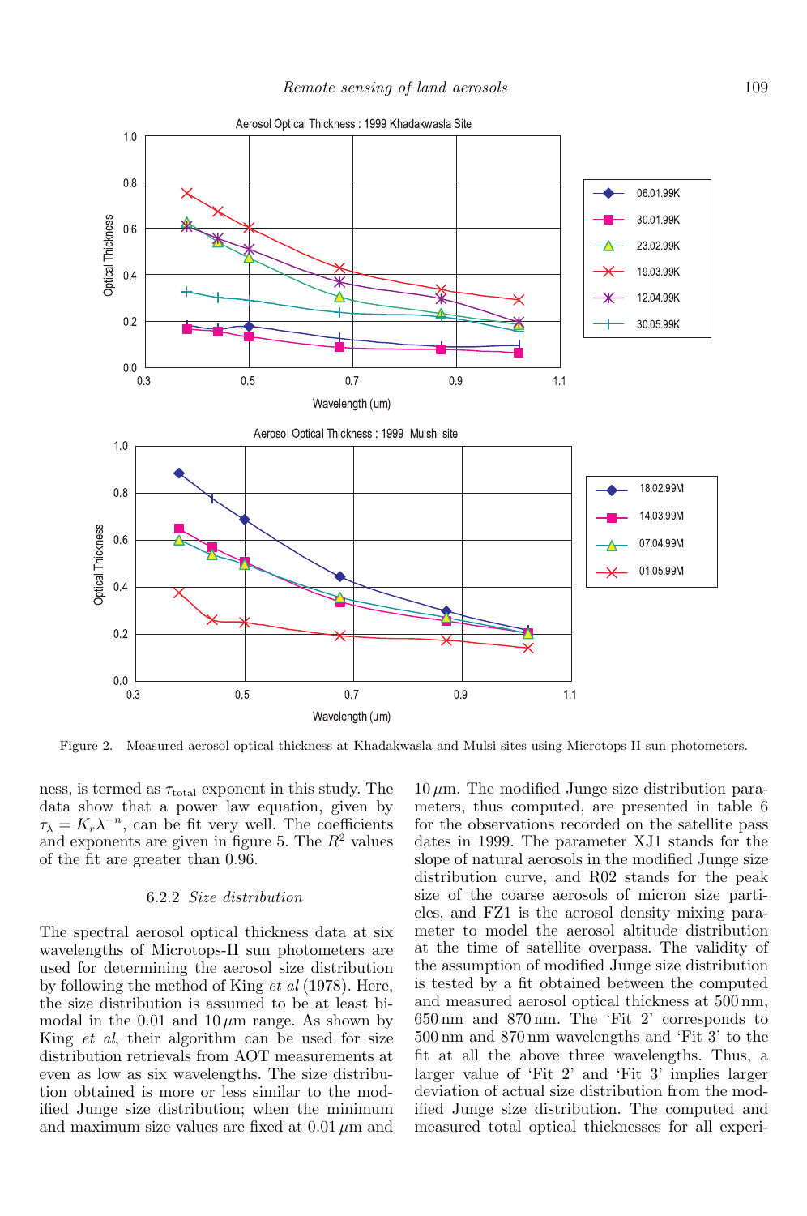Figure 2. Measured aerosol optical thickness at Khadakwasla and Mulsi sites using Microtops-II sun photometers.

ness, is termed as $\tau_{\text{total}}$ exponent in this study. The data show that a power law equation, given by $\tau_\lambda = K_r\lambda^{-n}$, can be fit very well. The coefficients and exponents are given in figure 5. The $R^2$ values of the fit are greater than 0.96.

### 6.2.2 *Size distribution*

The spectral aerosol optical thickness data at six wavelengths of Microtops-II sun photometers are used for determining the aerosol size distribution by following the method of King *et al* (1978). Here, the size distribution is assumed to be at least bimodal in the 0.01 and 10 $\mu$m range. As shown by King *et al*, their algorithm can be used for size distribution retrievals from AOT measurements at even as low as six wavelengths. The size distribution obtained is more or less similar to the modified Junge size distribution; when the minimum and maximum size values are fixed at 0.01 $\mu$m and 10 $\mu$m. The modified Junge size distribution parameters, thus computed, are presented in table 6 for the observations recorded on the satellite pass dates in 1999. The parameter XJ1 stands for the slope of natural aerosols in the modified Junge size distribution curve, and R02 stands for the peak size of the coarse aerosols of micron size particles, and FZ1 is the aerosol density mixing parameter to model the aerosol altitude distribution at the time of satellite overpass. The validity of the assumption of modified Junge size distribution is tested by a fit obtained between the computed and measured aerosol optical thickness at 500 nm, 650 nm and 870 nm. The 'Fit 2' corresponds to 500 nm and 870 nm wavelengths and 'Fit 3' to the fit at all the above three wavelengths. Thus, a larger value of 'Fit 2' and 'Fit 3' implies larger deviation of actual size distribution from the modified Junge size distribution. The computed and measured total optical thicknesses for all experi-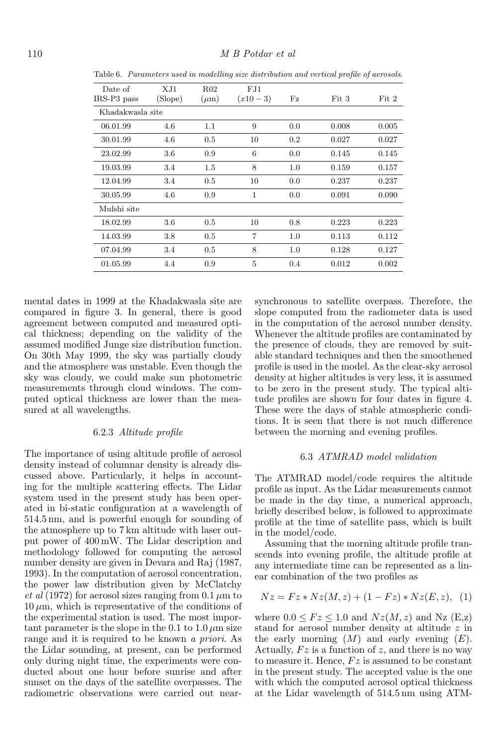Table 6. *Parameters used in modelling size distribution and vertical profile of aerosols.*

| Date of IRS-P3 pass | XJ1 (Slope) | R02 ($\mu$m) | FJ1 ($x10-3$) | Fz | Fit 3 | Fit 2 |
|---|---|---|---|---|---|---|
| Khadakwasla site | | | | | | |
| 06.01.99 | 4.6 | 1.1 | 9 | 0.0 | 0.008 | 0.005 |
| 30.01.99 | 4.6 | 0.5 | 10 | 0.2 | 0.027 | 0.027 |
| 23.02.99 | 3.6 | 0.9 | 6 | 0.0 | 0.145 | 0.145 |
| 19.03.99 | 3.4 | 1.5 | 8 | 1.0 | 0.159 | 0.157 |
| 12.04.99 | 3.4 | 0.5 | 10 | 0.0 | 0.237 | 0.237 |
| 30.05.99 | 4.6 | 0.9 | 1 | 0.0 | 0.091 | 0.090 |
| Mulshi site | | | | | | |
| 18.02.99 | 3.6 | 0.5 | 10 | 0.8 | 0.223 | 0.223 |
| 14.03.99 | 3.8 | 0.5 | 7 | 1.0 | 0.113 | 0.112 |
| 07.04.99 | 3.4 | 0.5 | 8 | 1.0 | 0.128 | 0.127 |
| 01.05.99 | 4.4 | 0.9 | 5 | 0.4 | 0.012 | 0.002 |

mental dates in 1999 at the Khadakwasla site are compared in figure 3. In general, there is good agreement between computed and measured optical thickness; depending on the validity of the assumed modified Junge size distribution function. On 30th May 1999, the sky was partially cloudy and the atmosphere was unstable. Even though the sky was cloudy, we could make sun photometric measurements through cloud windows. The computed optical thickness are lower than the measured at all wavelengths.

#### 6.2.3 *Altitude profile*

The importance of using altitude profile of aerosol density instead of columnar density is already discussed above. Particularly, it helps in accounting for the multiple scattering effects. The Lidar system used in the present study has been operated in bi-static configuration at a wavelength of 514.5 nm, and is powerful enough for sounding of the atmosphere up to 7 km altitude with laser output power of 400 mW. The Lidar description and methodology followed for computing the aerosol number density are given in Devara and Raj (1987, 1993). In the computation of aerosol concentration, the power law distribution given by McClatchy *et al* (1972) for aerosol sizes ranging from 0.1 $\mu$m to 10 $\mu$m, which is representative of the conditions of the experimental station is used. The most important parameter is the slope in the 0.1 to 1.0 $\mu$m size range and it is required to be known *a priori*. As the Lidar sounding, at present, can be performed only during night time, the experiments were conducted about one hour before sunrise and after sunset on the days of the satellite overpasses. The radiometric observations were carried out near-synchronous to satellite overpass. Therefore, the slope computed from the radiometer data is used in the computation of the aerosol number density. Whenever the altitude profiles are contaminated by the presence of clouds, they are removed by suitable standard techniques and then the smoothened profile is used in the model. As the clear-sky aerosol density at higher altitudes is very less, it is assumed to be zero in the present study. The typical altitude profiles are shown for four dates in figure 4. These were the days of stable atmospheric conditions. It is seen that there is not much difference between the morning and evening profiles.

### 6.3 *ATMRAD model validation*

The ATMRAD model/code requires the altitude profile as input. As the Lidar measurements cannot be made in the day time, a numerical approach, briefly described below, is followed to approximate profile at the time of satellite pass, which is built in the model/code.

Assuming that the morning altitude profile transcends into evening profile, the altitude profile at any intermediate time can be represented as a linear combination of the two profiles as

$$Nz = Fz * Nz(M, z) + (1 - Fz) * Nz(E, z), \quad (1)$$

where $0.0 \leq Fz \leq 1.0$ and $Nz(M, z)$ and Nz (E,z) stand for aerosol number density at altitude $z$ in the early morning ($M$) and early evening ($E$). Actually, $Fz$ is a function of $z$, and there is no way to measure it. Hence, $Fz$ is assumed to be constant in the present study. The accepted value is the one with which the computed aerosol optical thickness at the Lidar wavelength of 514.5 nm using ATM-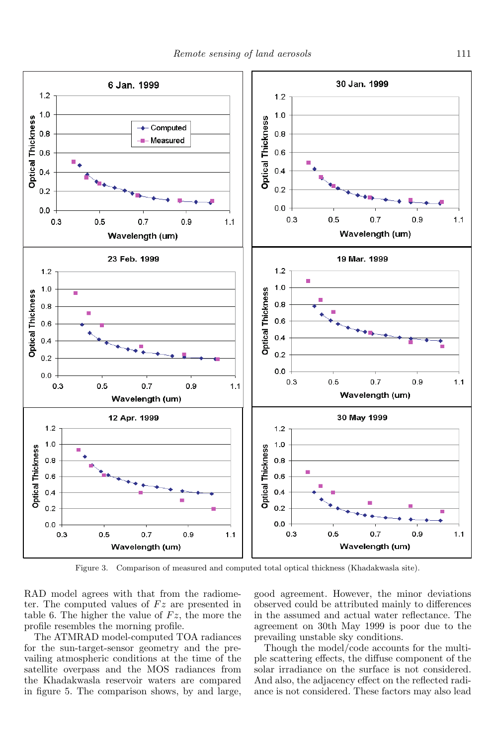Figure 3. Comparison of measured and computed total optical thickness (Khadakwasla site).

RAD model agrees with that from the radiometer. The computed values of $Fz$ are presented in table 6. The higher the value of $Fz$, the more the profile resembles the morning profile.

The ATMRAD model-computed TOA radiances for the sun-target-sensor geometry and the prevailing atmospheric conditions at the time of the satellite overpass and the MOS radiances from the Khadakwasla reservoir waters are compared in figure 5. The comparison shows, by and large, good agreement. However, the minor deviations observed could be attributed mainly to differences in the assumed and actual water reflectance. The agreement on 30th May 1999 is poor due to the prevailing unstable sky conditions.

Though the model/code accounts for the multiple scattering effects, the diffuse component of the solar irradiance on the surface is not considered. And also, the adjacency effect on the reflected radiance is not considered. These factors may also lead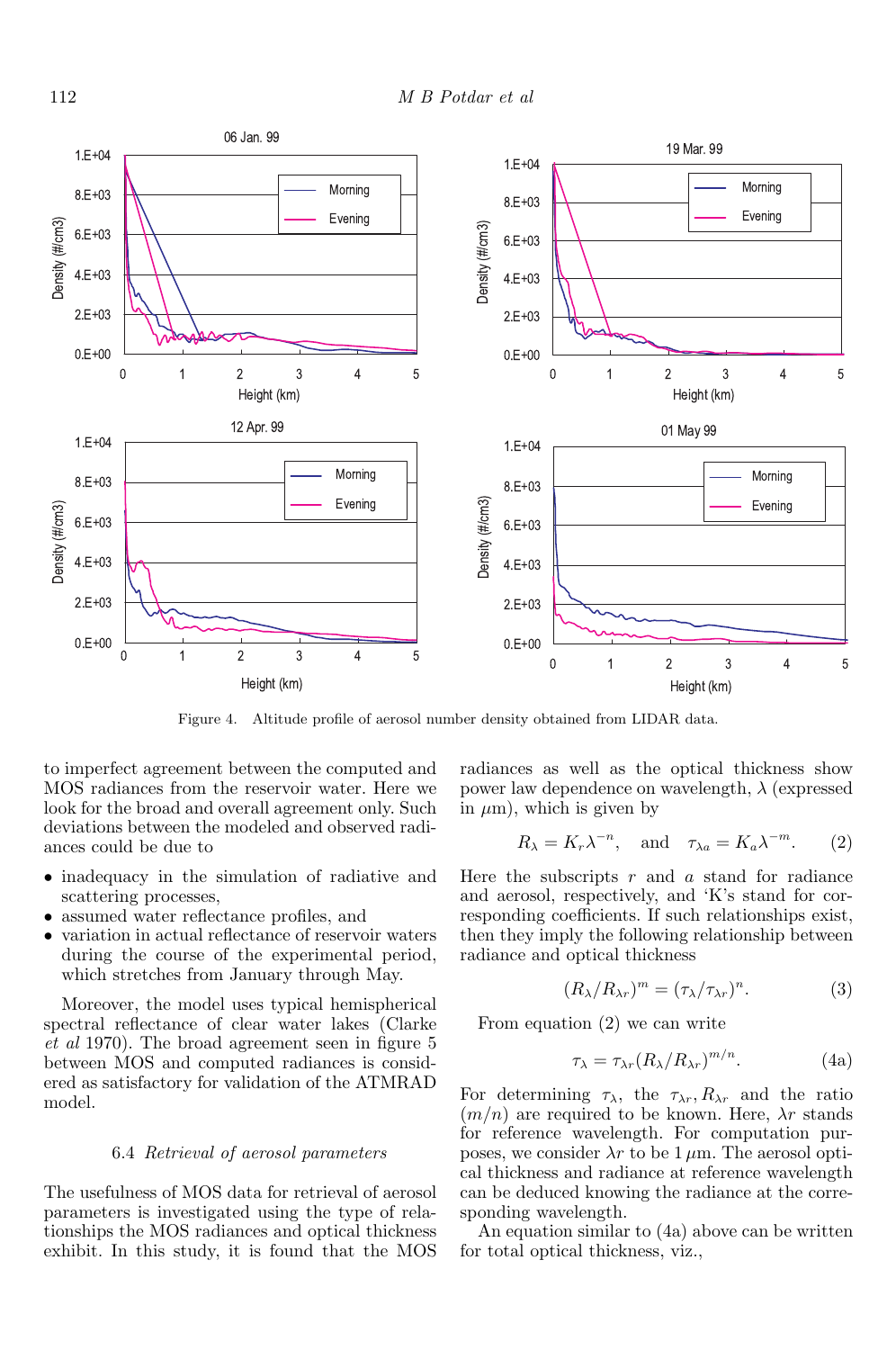Figure 4. Altitude profile of aerosol number density obtained from LIDAR data.

to imperfect agreement between the computed and MOS radiances from the reservoir water. Here we look for the broad and overall agreement only. Such deviations between the modeled and observed radiances could be due to

- inadequacy in the simulation of radiative and scattering processes,
- assumed water reflectance profiles, and
- variation in actual reflectance of reservoir waters during the course of the experimental period, which stretches from January through May.

Moreover, the model uses typical hemispherical spectral reflectance of clear water lakes (Clarke *et al* 1970). The broad agreement seen in figure 5 between MOS and computed radiances is considered as satisfactory for validation of the ATMRAD model.

### 6.4 *Retrieval of aerosol parameters*

The usefulness of MOS data for retrieval of aerosol parameters is investigated using the type of relationships the MOS radiances and optical thickness exhibit. In this study, it is found that the MOS radiances as well as the optical thickness show power law dependence on wavelength, $\lambda$ (expressed in $\mu$m), which is given by

$$R_\lambda = K_r \lambda^{-n}, \quad \text{and} \quad \tau_{\lambda a} = K_a \lambda^{-m}. \tag{2}$$

Here the subscripts $r$ and $a$ stand for radiance and aerosol, respectively, and 'K's stand for corresponding coefficients. If such relationships exist, then they imply the following relationship between radiance and optical thickness

$$(R_\lambda / R_{\lambda r})^m = (\tau_\lambda / \tau_{\lambda r})^n. \tag{3}$$

From equation (2) we can write

$$\tau_\lambda = \tau_{\lambda r} (R_\lambda / R_{\lambda r})^{m/n}. \tag{4a}$$

For determining $\tau_\lambda$, the $\tau_{\lambda r}, R_{\lambda r}$ and the ratio $(m/n)$ are required to be known. Here, $\lambda r$ stands for reference wavelength. For computation purposes, we consider $\lambda r$ to be $1\,\mu$m. The aerosol optical thickness and radiance at reference wavelength can be deduced knowing the radiance at the corresponding wavelength.

An equation similar to (4a) above can be written for total optical thickness, viz.,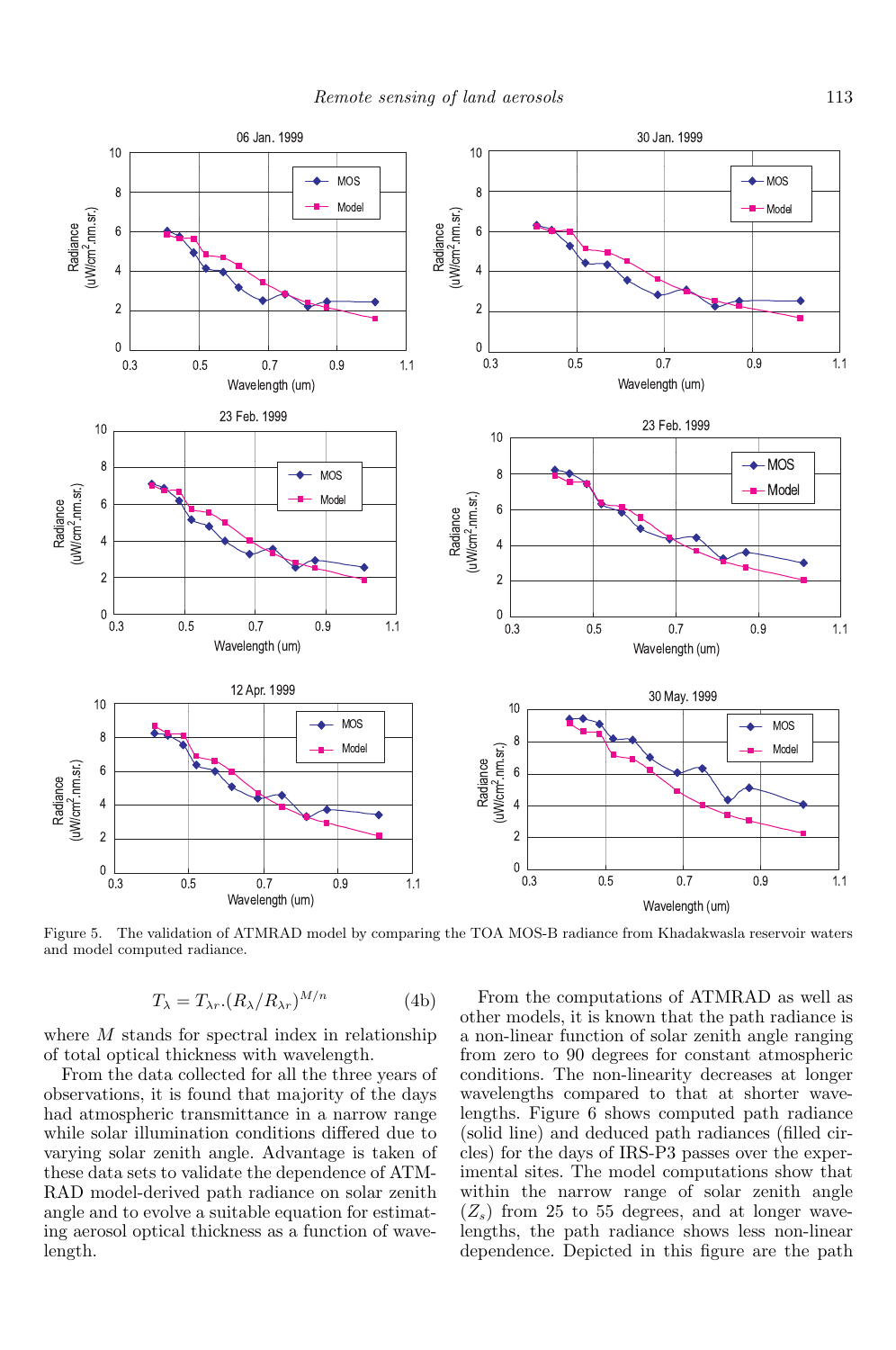Figure 5. The validation of ATMRAD model by comparing the TOA MOS-B radiance from Khadakwasla reservoir waters and model computed radiance.

$$T_\lambda = T_{\lambda r}.(R_\lambda/R_{\lambda r})^{M/n} \tag{4b}$$

where $M$ stands for spectral index in relationship of total optical thickness with wavelength.

From the data collected for all the three years of observations, it is found that majority of the days had atmospheric transmittance in a narrow range while solar illumination conditions differed due to varying solar zenith angle. Advantage is taken of these data sets to validate the dependence of ATMRAD model-derived path radiance on solar zenith angle and to evolve a suitable equation for estimating aerosol optical thickness as a function of wavelength.

From the computations of ATMRAD as well as other models, it is known that the path radiance is a non-linear function of solar zenith angle ranging from zero to 90 degrees for constant atmospheric conditions. The non-linearity decreases at longer wavelengths compared to that at shorter wavelengths. Figure 6 shows computed path radiance (solid line) and deduced path radiances (filled circles) for the days of IRS-P3 passes over the experimental sites. The model computations show that within the narrow range of solar zenith angle ($Z_s$) from 25 to 55 degrees, and at longer wavelengths, the path radiance shows less non-linear dependence. Depicted in this figure are the path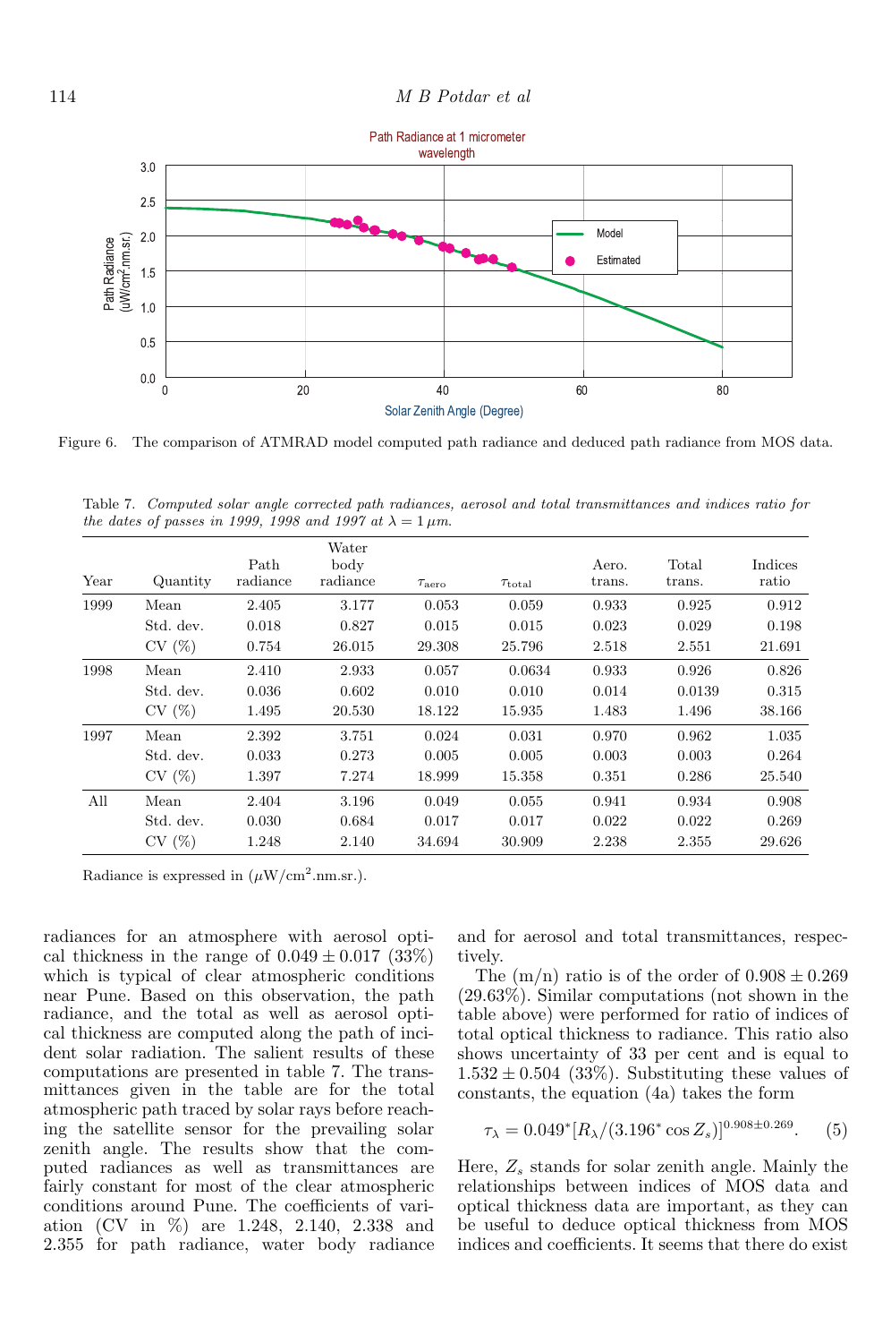Figure 6. The comparison of ATMRAD model computed path radiance and deduced path radiance from MOS data.

Table 7. *Computed solar angle corrected path radiances, aerosol and total transmittances and indices ratio for the dates of passes in 1999, 1998 and 1997 at $\lambda = 1\,\mu m$.*

| Year | Quantity | Path radiance | Water body radiance | $\tau_{\text{aero}}$ | $\tau_{\text{total}}$ | Aero. trans. | Total trans. | Indices ratio |
|---|---|---|---|---|---|---|---|---|
| 1999 | Mean | 2.405 | 3.177 | 0.053 | 0.059 | 0.933 | 0.925 | 0.912 |
| | Std. dev. | 0.018 | 0.827 | 0.015 | 0.015 | 0.023 | 0.029 | 0.198 |
| | CV (%) | 0.754 | 26.015 | 29.308 | 25.796 | 2.518 | 2.551 | 21.691 |
| 1998 | Mean | 2.410 | 2.933 | 0.057 | 0.0634 | 0.933 | 0.926 | 0.826 |
| | Std. dev. | 0.036 | 0.602 | 0.010 | 0.010 | 0.014 | 0.0139 | 0.315 |
| | CV (%) | 1.495 | 20.530 | 18.122 | 15.935 | 1.483 | 1.496 | 38.166 |
| 1997 | Mean | 2.392 | 3.751 | 0.024 | 0.031 | 0.970 | 0.962 | 1.035 |
| | Std. dev. | 0.033 | 0.273 | 0.005 | 0.005 | 0.003 | 0.003 | 0.264 |
| | CV (%) | 1.397 | 7.274 | 18.999 | 15.358 | 0.351 | 0.286 | 25.540 |
| All | Mean | 2.404 | 3.196 | 0.049 | 0.055 | 0.941 | 0.934 | 0.908 |
| | Std. dev. | 0.030 | 0.684 | 0.017 | 0.017 | 0.022 | 0.022 | 0.269 |
| | CV (%) | 1.248 | 2.140 | 34.694 | 30.909 | 2.238 | 2.355 | 29.626 |

Radiance is expressed in ($\mu W/cm^2$.nm.sr.).

radiances for an atmosphere with aerosol optical thickness in the range of $0.049 \pm 0.017$ (33%) which is typical of clear atmospheric conditions near Pune. Based on this observation, the path radiance, and the total as well as aerosol optical thickness are computed along the path of incident solar radiation. The salient results of these computations are presented in table 7. The transmittances given in the table are for the total atmospheric path traced by solar rays before reaching the satellite sensor for the prevailing solar zenith angle. The results show that the computed radiances as well as transmittances are fairly constant for most of the clear atmospheric conditions around Pune. The coefficients of variation (CV in %) are 1.248, 2.140, 2.338 and 2.355 for path radiance, water body radiance and for aerosol and total transmittances, respectively.

The (m/n) ratio is of the order of $0.908 \pm 0.269$ (29.63%). Similar computations (not shown in the table above) were performed for ratio of indices of total optical thickness to radiance. This ratio also shows uncertainty of 33 per cent and is equal to $1.532 \pm 0.504$ (33%). Substituting these values of constants, the equation (4a) takes the form

$$\tau_\lambda = 0.049^* [R_\lambda / (3.196^* \cos Z_s)]^{0.908 \pm 0.269}. \quad (5)$$

Here, $Z_s$ stands for solar zenith angle. Mainly the relationships between indices of MOS data and optical thickness data are important, as they can be useful to deduce optical thickness from MOS indices and coefficients. It seems that there do exist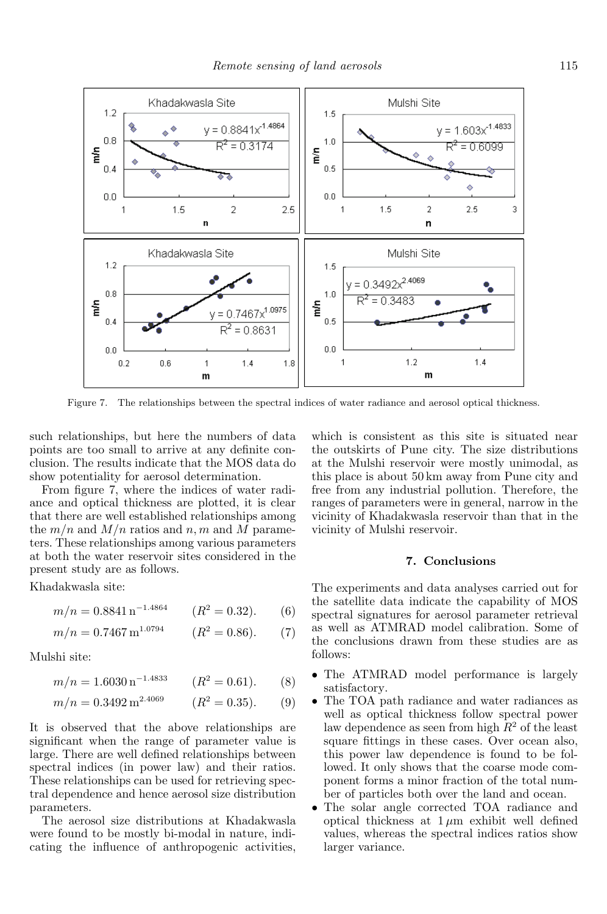Figure 7. The relationships between the spectral indices of water radiance and aerosol optical thickness.

such relationships, but here the numbers of data points are too small to arrive at any definite conclusion. The results indicate that the MOS data do show potentiality for aerosol determination.

From figure 7, where the indices of water radiance and optical thickness are plotted, it is clear that there are well established relationships among the $m/n$ and $M/n$ ratios and $n, m$ and $M$ parameters. These relationships among various parameters at both the water reservoir sites considered in the present study are as follows.

Khadakwasla site:

$$m/n = 0.8841\,\mathrm{n}^{-1.4864} \qquad (R^2 = 0.32). \tag{6}$$

$$m/n = 0.7467\,\mathrm{m}^{1.0794} \qquad (R^2 = 0.86). \tag{7}$$

Mulshi site:

$$m/n = 1.6030\,\mathrm{n}^{-1.4833} \qquad (R^2 = 0.61). \tag{8}$$

$$m/n = 0.3492\,\mathrm{m}^{2.4069} \qquad (R^2 = 0.35). \tag{9}$$

It is observed that the above relationships are significant when the range of parameter value is large. There are well defined relationships between spectral indices (in power law) and their ratios. These relationships can be used for retrieving spectral dependence and hence aerosol size distribution parameters.

The aerosol size distributions at Khadakwasla were found to be mostly bi-modal in nature, indicating the influence of anthropogenic activities, which is consistent as this site is situated near the outskirts of Pune city. The size distributions at the Mulshi reservoir were mostly unimodal, as this place is about 50 km away from Pune city and free from any industrial pollution. Therefore, the ranges of parameters were in general, narrow in the vicinity of Khadakwasla reservoir than that in the vicinity of Mulshi reservoir.

## 7. Conclusions

The experiments and data analyses carried out for the satellite data indicate the capability of MOS spectral signatures for aerosol parameter retrieval as well as ATMRAD model calibration. Some of the conclusions drawn from these studies are as follows:

- The ATMRAD model performance is largely satisfactory.
- The TOA path radiance and water radiances as well as optical thickness follow spectral power law dependence as seen from high $R^2$ of the least square fittings in these cases. Over ocean also, this power law dependence is found to be followed. It only shows that the coarse mode component forms a minor fraction of the total number of particles both over the land and ocean.
- The solar angle corrected TOA radiance and optical thickness at $1\,\mu$m exhibit well defined values, whereas the spectral indices ratios show larger variance.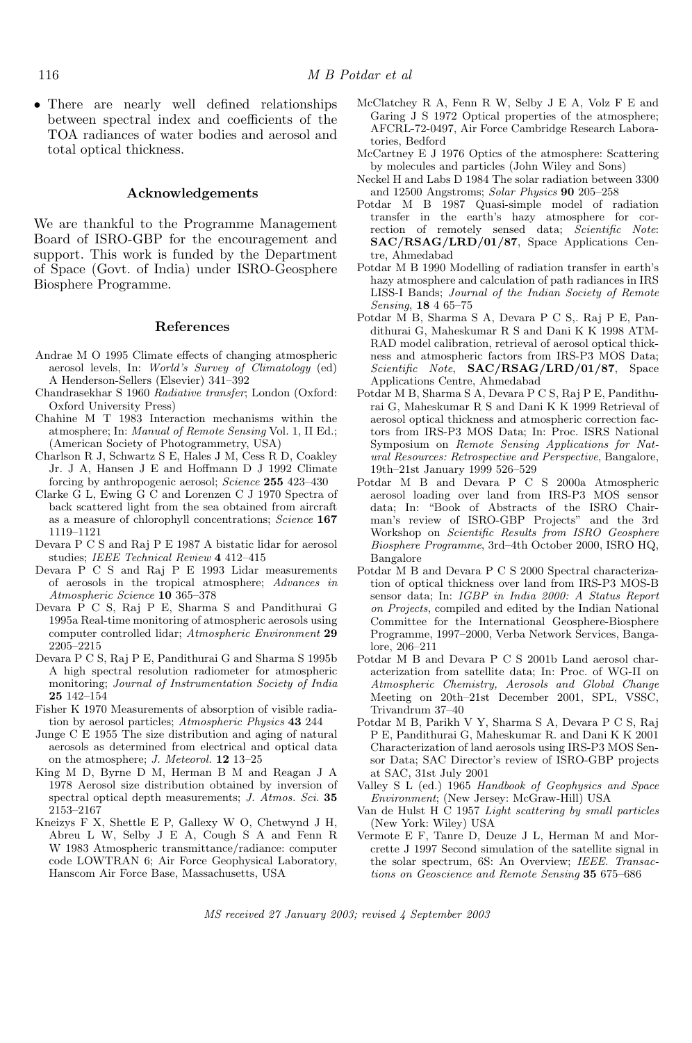- There are nearly well defined relationships between spectral index and coefficients of the TOA radiances of water bodies and aerosol and total optical thickness.

## Acknowledgements

We are thankful to the Programme Management Board of ISRO-GBP for the encouragement and support. This work is funded by the Department of Space (Govt. of India) under ISRO-Geosphere Biosphere Programme.

## References

Andrae M O 1995 Climate effects of changing atmospheric aerosol levels, In: *World's Survey of Climatology* (ed) A Henderson-Sellers (Elsevier) 341–392

Chandrasekhar S 1960 *Radiative transfer*; London (Oxford: Oxford University Press)

Chahine M T 1983 Interaction mechanisms within the atmosphere; In: *Manual of Remote Sensing* Vol. 1, II Ed.; (American Society of Photogrammetry, USA)

Charlson R J, Schwartz S E, Hales J M, Cess R D, Coakley Jr. J A, Hansen J E and Hoffmann D J 1992 Climate forcing by anthropogenic aerosol; *Science* **255** 423–430

Clarke G L, Ewing G C and Lorenzen C J 1970 Spectra of back scattered light from the sea obtained from aircraft as a measure of chlorophyll concentrations; *Science* **167** 1119–1121

Devara P C S and Raj P E 1987 A bistatic lidar for aerosol studies; *IEEE Technical Review* **4** 412–415

Devara P C S and Raj P E 1993 Lidar measurements of aerosols in the tropical atmosphere; *Advances in Atmospheric Science* **10** 365–378

Devara P C S, Raj P E, Sharma S and Pandithurai G 1995a Real-time monitoring of atmospheric aerosols using computer controlled lidar; *Atmospheric Environment* **29** 2205–2215

Devara P C S, Raj P E, Pandithurai G and Sharma S 1995b A high spectral resolution radiometer for atmospheric monitoring; *Journal of Instrumentation Society of India* **25** 142–154

Fisher K 1970 Measurements of absorption of visible radiation by aerosol particles; *Atmospheric Physics* **43** 244

Junge C E 1955 The size distribution and aging of natural aerosols as determined from electrical and optical data on the atmosphere; *J. Meteorol.* **12** 13–25

King M D, Byrne D M, Herman B M and Reagan J A 1978 Aerosol size distribution obtained by inversion of spectral optical depth measurements; *J. Atmos. Sci.* **35** 2153–2167

Kneizys F X, Shettle E P, Gallexy W O, Chetwynd J H, Abreu L W, Selby J E A, Cough S A and Fenn R W 1983 Atmospheric transmittance/radiance: computer code LOWTRAN 6; Air Force Geophysical Laboratory, Hanscom Air Force Base, Massachusetts, USA

McClatchey R A, Fenn R W, Selby J E A, Volz F E and Garing J S 1972 Optical properties of the atmosphere; AFCRL-72-0497, Air Force Cambridge Research Laboratories, Bedford

McCartney E J 1976 Optics of the atmosphere: Scattering by molecules and particles (John Wiley and Sons)

Neckel H and Labs D 1984 The solar radiation between 3300 and 12500 Angstroms; *Solar Physics* **90** 205–258

Potdar M B 1987 Quasi-simple model of radiation transfer in the earth's hazy atmosphere for correction of remotely sensed data; *Scientific Note*: **SAC/RSAG/LRD/01/87**, Space Applications Centre, Ahmedabad

Potdar M B 1990 Modelling of radiation transfer in earth's hazy atmosphere and calculation of path radiances in IRS LISS-I Bands; *Journal of the Indian Society of Remote Sensing*, **18** 4 65–75

Potdar M B, Sharma S A, Devara P C S,. Raj P E, Pandithurai G, Maheskumar R S and Dani K K 1998 ATM-RAD model calibration, retrieval of aerosol optical thickness and atmospheric factors from IRS-P3 MOS Data; *Scientific Note*, **SAC/RSAG/LRD/01/87**, Space Applications Centre, Ahmedabad

Potdar M B, Sharma S A, Devara P C S, Raj P E, Pandithurai G, Maheskumar R S and Dani K K 1999 Retrieval of aerosol optical thickness and atmospheric correction factors from IRS-P3 MOS Data; In: Proc. ISRS National Symposium on *Remote Sensing Applications for Natural Resources: Retrospective and Perspective*, Bangalore, 19th–21st January 1999 526–529

Potdar M B and Devara P C S 2000a Atmospheric aerosol loading over land from IRS-P3 MOS sensor data; In: "Book of Abstracts of the ISRO Chairman's review of ISRO-GBP Projects" and the 3rd Workshop on *Scientific Results from ISRO Geosphere Biosphere Programme*, 3rd–4th October 2000, ISRO HQ, Bangalore

Potdar M B and Devara P C S 2000 Spectral characterization of optical thickness over land from IRS-P3 MOS-B sensor data; In: *IGBP in India 2000: A Status Report on Projects*, compiled and edited by the Indian National Committee for the International Geosphere-Biosphere Programme, 1997–2000, Verba Network Services, Bangalore, 206–211

Potdar M B and Devara P C S 2001b Land aerosol characterization from satellite data; In: Proc. of WG-II on *Atmospheric Chemistry, Aerosols and Global Change* Meeting on 20th–21st December 2001, SPL, VSSC, Trivandrum 37–40

Potdar M B, Parikh V Y, Sharma S A, Devara P C S, Raj P E, Pandithurai G, Maheskumar R. and Dani K K 2001 Characterization of land aerosols using IRS-P3 MOS Sensor Data; SAC Director's review of ISRO-GBP projects at SAC, 31st July 2001

Valley S L (ed.) 1965 *Handbook of Geophysics and Space Environment*; (New Jersey: McGraw-Hill) USA

Van de Hulst H C 1957 *Light scattering by small particles* (New York: Wiley) USA

Vermote E F, Tanre D, Deuze J L, Herman M and Morcrette J 1997 Second simulation of the satellite signal in the solar spectrum, 6S: An Overview; *IEEE. Transactions on Geoscience and Remote Sensing* **35** 675–686

*MS received 27 January 2003; revised 4 September 2003*